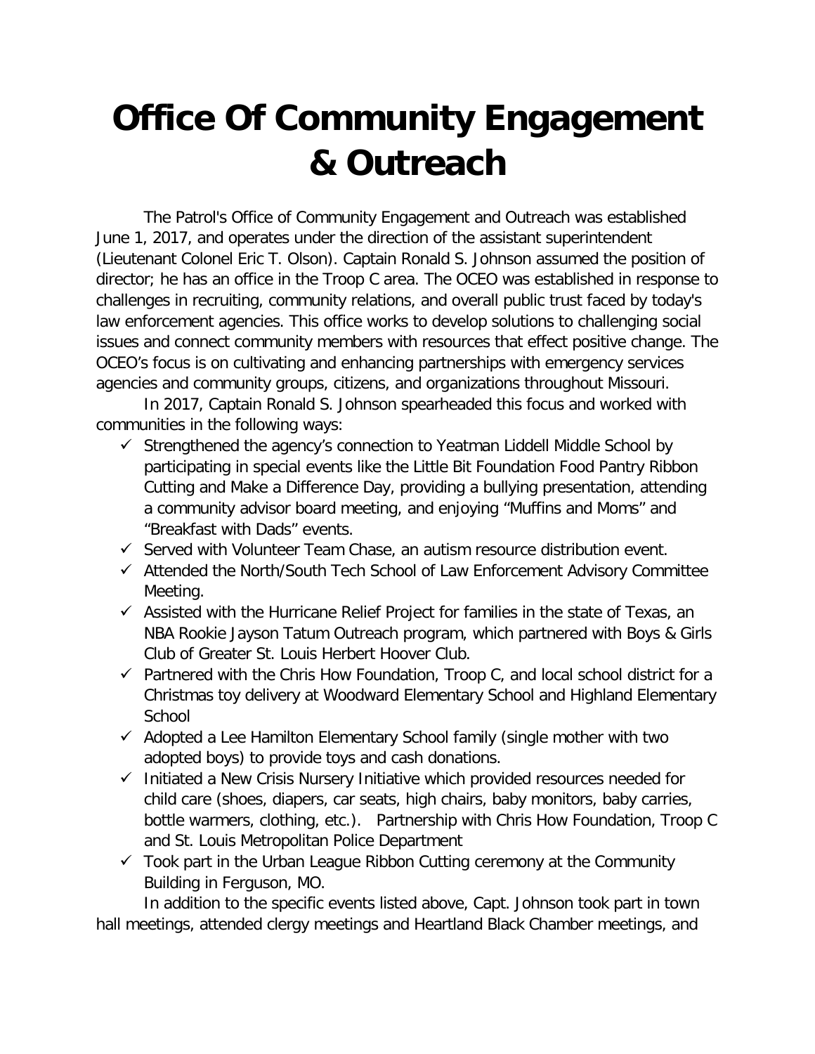# Office Of Community Engagement & Outreach

The Patrol's Office of Community Engagement and Outreach was established June 1, 2017, and operates under the direction of the assistant superintendent (Lieutenant Colonel Eric T. Olson). Captain Ronald S. Johnson assumed the position of director; he has an office in the Troop C area. The OCEO was established in response to challenges in recruiting, community relations, and overall public trust faced by today's law enforcement agencies. This office works to develop solutions to challenging social issues and connect community members with resources that effect positive change. The OCEO's focus is on cultivating and enhancing partnerships with emergency services agencies and community groups, citizens, and organizations throughout Missouri.

In 2017, Captain Ronald S. Johnson spearheaded this focus and worked with communities in the following ways:

- ✓ Strengthened the agency's connection to Yeatman Liddell Middle School by participating in special events like the Little Bit Foundation Food Pantry Ribbon Cutting and Make a Difference Day, providing a bullying presentation, attending a community advisor board meeting, and enjoying "Muffins and Moms" and "Breakfast with Dads" events.
- ✓ Served with Volunteer Team Chase, an autism resource distribution event.
- ✓ Attended the North/South Tech School of Law Enforcement Advisory Committee Meeting.
- ✓ Assisted with the Hurricane Relief Project for families in the state of Texas, an NBA Rookie Jayson Tatum Outreach program, which partnered with Boys & Girls Club of Greater St. Louis Herbert Hoover Club.
- ✓ Partnered with the Chris How Foundation, Troop C, and local school district for a Christmas toy delivery at Woodward Elementary School and Highland Elementary School
- ✓ Adopted a Lee Hamilton Elementary School family (single mother with two adopted boys) to provide toys and cash donations.
- ✓ Initiated a New Crisis Nursery Initiative which provided resources needed for child care (shoes, diapers, car seats, high chairs, baby monitors, baby carries, bottle warmers, clothing, etc.). Partnership with Chris How Foundation, Troop C and St. Louis Metropolitan Police Department
- ✓ Took part in the Urban League Ribbon Cutting ceremony at the Community Building in Ferguson, MO.

In addition to the specific events listed above, Capt. Johnson took part in town hall meetings, attended clergy meetings and Heartland Black Chamber meetings, and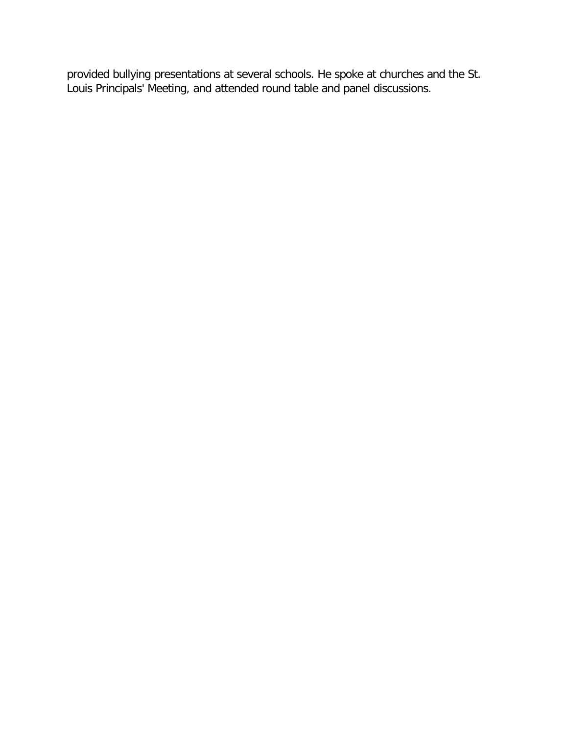provided bullying presentations at several schools. He spoke at churches and the St. Louis Principals' Meeting, and attended round table and panel discussions.